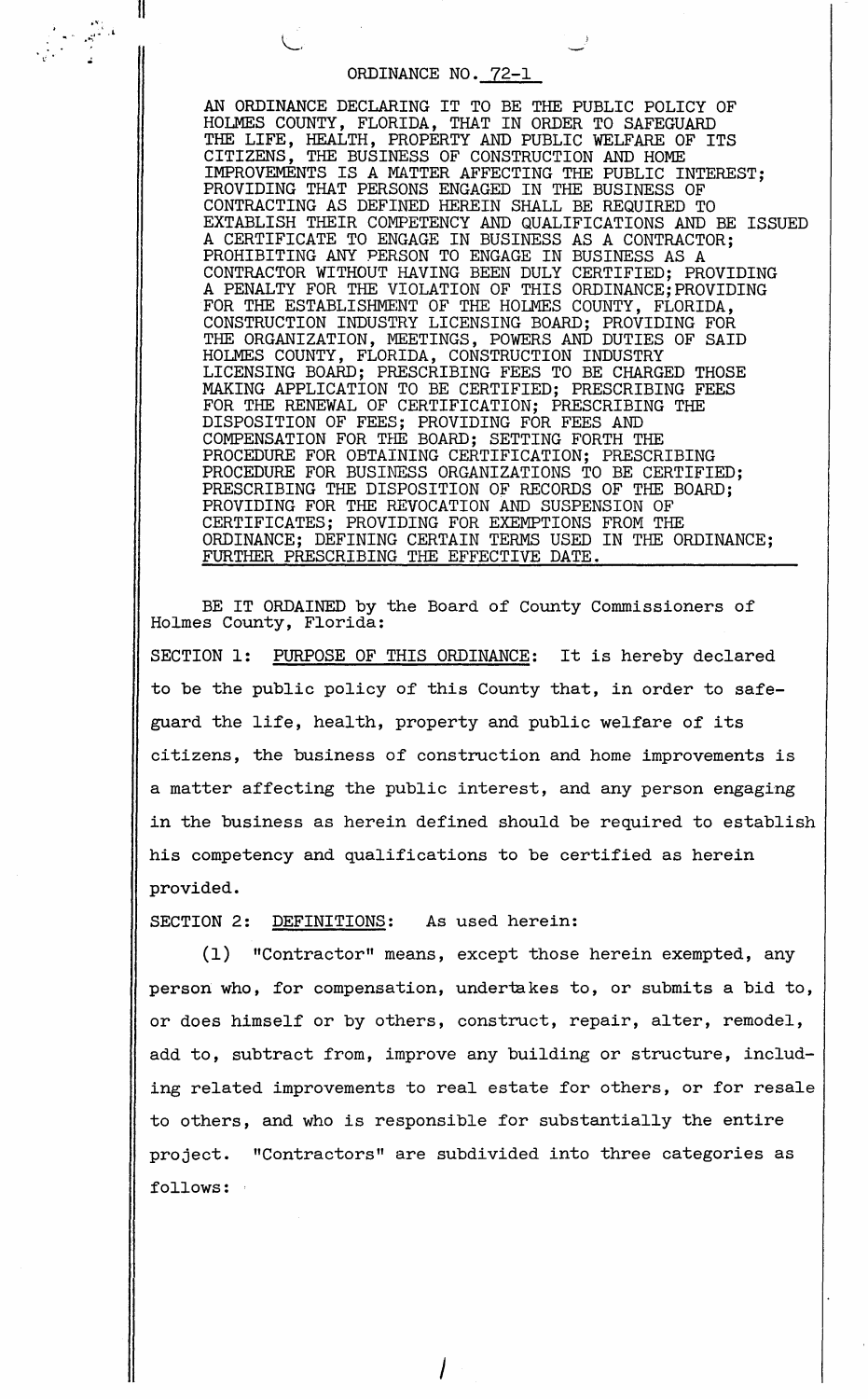# ORDINANCE NO. 72-1

AN ORDINANCE DECLARING IT TO BE THE PUBLIC POLICY OF HOLMES COUNTY, FLORIDA, THAT IN ORDER TO SAFEGUARD THE LIFE, HEALTH, PROPERTY AND PUBLIC WELFARE OF ITS CITIZENS, THE BUSINESS OF CONSTRUCTION AND HOME IMPROVEMENTS IS A MATTER AFFECTING THE PUBLIC INTEREST; PROVIDING THAT PERSONS ENGAGED IN THE BUSINESS OF CONTRACTING AS DEFINED HEREIN SHALL BE REQUIRED TO EXTABLISH THEIR COMPETENCY AND QUALIFICATIONS AND BE ISSUED A CERTIFICATE TO ENGAGE IN BUSINESS AS A CONTRACTOR; PROHIBITING ANY PERSON TO ENGAGE IN BUSINESS AS A CONTRACTOR WITHOUT HAVING BEEN DULY CERTIFIED; PROVIDING A PENALTY FOR THE VIOLATION OF THIS ORDINANCE; PROVIDING FOR THE ESTABLISHMENT OF THE HOLMES COUNTY, FLORIDA, CONSTRUCTION INDUSTRY LICENSING BOARD; PROVIDING FOR THE ORGANIZATION, MEETINGS, POWERS AND DUTIES OF SAID HOLMES COUNTY, FLORIDA, CONSTRUCTION INDUSTRY LICENSING BOARD; PRESCRIBING FEES TO BE CHARGED THOSE MAKING APPLICATION TO BE CERTIFIED; PRESCRIBING FEES FOR THE RENEWAL OF CERTIFICATION; PRESCRIBING THE DISPOSITION OF FEES; PROVIDING FOR FEES AND COMPENSATION FOR THE BOARD; SETTING FORTH THE PROCEDURE FOR OBTAINING CERTIFICATION; PRESCRIBING PROCEDURE FOR BUSINESS ORGANIZATIONS TO BE CERTIFIED; PRESCRIBING THE DISPOSITION OF RECORDS OF THE BOARD; PROVIDING FOR THE REVOCATION AND SUSPENSION OF CERTIFICATES; PROVIDING FOR EXEMPTIONS FROM THE ORDINANCE; DEFINING CERTAIN TERMS USED IN THE ORDINANCE; FURTHER PRESCRIBING THE EFFECTIVE DATE.

BE IT ORDAINED by the Board of County Commissioners of Holmes County, Florida:

SECTION 1: PURPOSE OF THIS ORDINANCE: It is hereby declared to be the public policy of this County that, in order to safeguard the life, health, property and public welfare of its citizens, the business of construction and home improvements is a matter affecting the public interest, and any person engaging in the business as herein defined should be required to establish his competency and qualifications to be certified as herein provided.

SECTION 2: DEFINITIONS: As used herein:

(1) "Contractor" means, except those herein exempted, any person who, for compensation, undertakes to, or submits a bid to, or does himself or by others, construct, repair, alter, remodel, add to, subtract from, improve any building or structure, including related improvements to real estate for others, or for resale to others, and who is responsible for substantially the entire project. "Contractors" are subdivided into three categories as follows: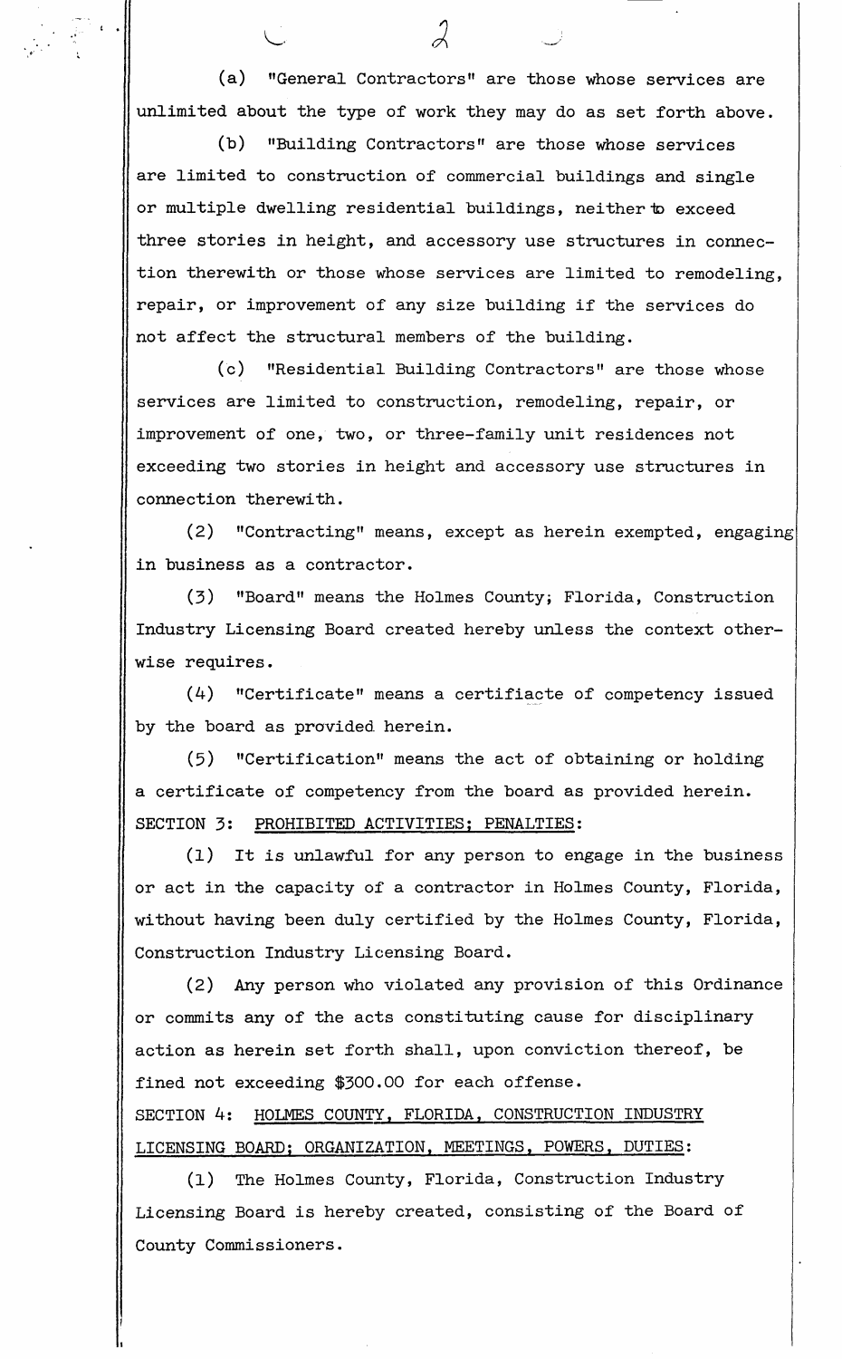(a) "General Contractors" are those whose services are unlimited about the type of work they may do as set forth above.

(b) "Building Contractors" are those whose services are limited to construction of commercial buildings and single or multiple dwelling residential buildings, neither to exceed three stories in height, and accessory use structures in connection therewith or those whose services are limited to remodeling, repair, or improvement of any size building if the services do not affect the structural members of the building.

(c) "Residential Building Contractors" are those whose services are limited to construction, remodeling, repair, or improvement of one, two, or three-family unit residences not exceeding two stories in height and accessory use structures in connection therewith.

(2) "Contracting" means, except as herein exempted, engaging in business as a contractor.

(3) "Board" means the Holmes County; Florida, Construction Industry Licensing Board created hereby unless the context otherwise requires.

(4) "Certificate" means a certifiacte of competency issued by the board as provided herein.

(5) "Certification" means the act of obtaining or holding a certificate of competency from the board as provided herein.

SECTION 3: <u>PROHIBITED ACTIVITIES; PENALTIES</u>:

(1) It is unlawful for any person to engage in the business or act in the capacity of a contractor in Holmes County, Florida, without having been duly certified by the Holmes County, Florida, Construction Industry Licensing Board.

(2) Any person who violated any provision of this Ordinance or commits any of the acts constituting cause for disciplinary action as herein set forth shall, upon conviction thereof, be fined not exceeding $300.00 for each offense.

SECTION 4: <u>HOLMES COUNTY, FLORIDA, CONSTRUCTION INDUSTRY LICENSING BOARD; ORGANIZATION, MEETINGS, POWERS, DUTIES</u>:

(1) The Holmes County, Florida, Construction Industry Licensing Board is hereby created, consisting of the Board of County Commissioners.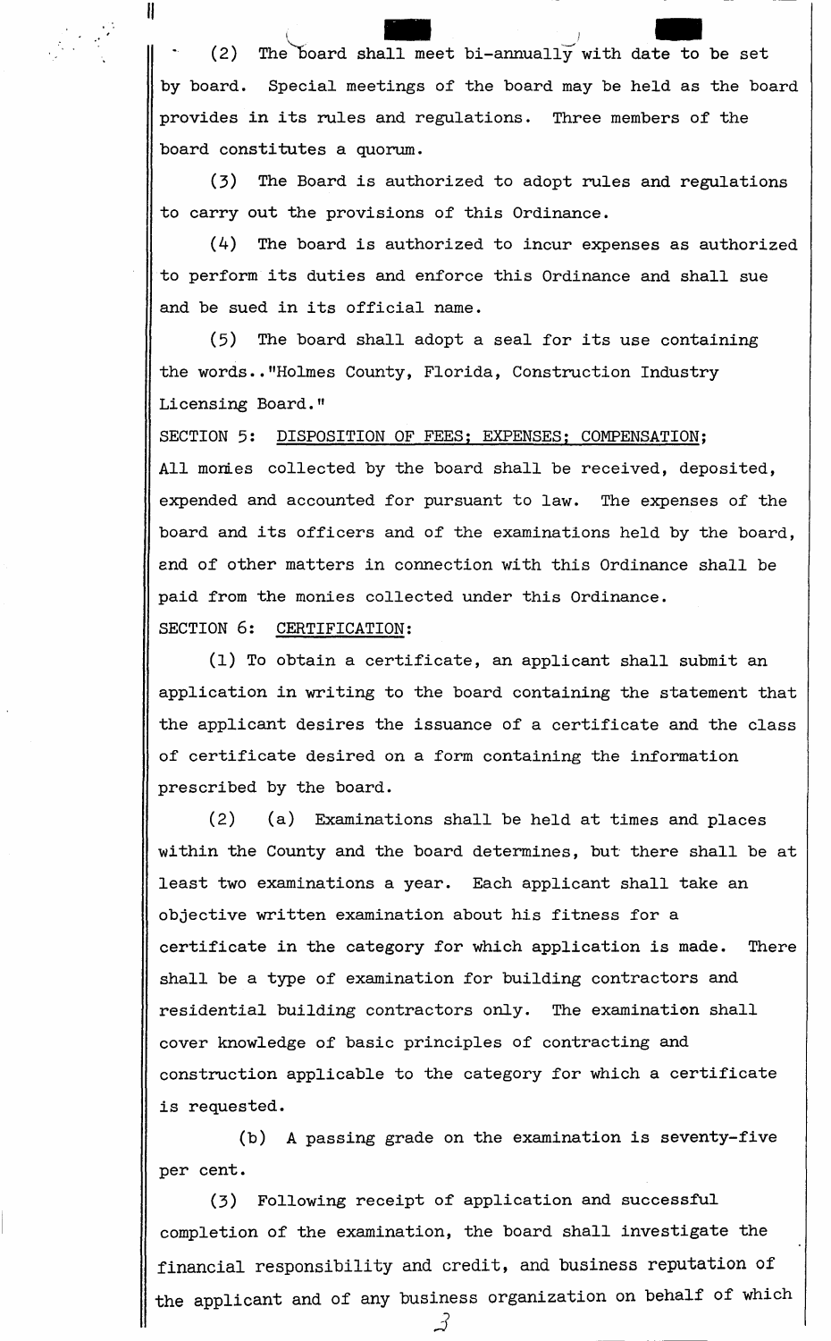(2) The board shall meet bi-annually with date to be set by board. Special meetings of the board may be held as the board provides in its rules and regulations. Three members of the board constitutes a quorum.

(3) The Board is authorized to adopt rules and regulations to carry out the provisions of this Ordinance.

(4) The board is authorized to incur expenses as authorized to perform its duties and enforce this Ordinance and shall sue and be sued in its official name.

(5) The board shall adopt a seal for its use containing the words.."Holmes County, Florida, Construction Industry Licensing Board."

SECTION 5: DISPOSITION OF FEES; EXPENSES; COMPENSATION;

All monies collected by the board shall be received, deposited, expended and accounted for pursuant to law. The expenses of the board and its officers and of the examinations held by the board, and of other matters in connection with this Ordinance shall be paid from the monies collected under this Ordinance.

SECTION 6: CERTIFICATION:

(1) To obtain a certificate, an applicant shall submit an application in writing to the board containing the statement that the applicant desires the issuance of a certificate and the class of certificate desired on a form containing the information prescribed by the board.

(2) (a) Examinations shall be held at times and places within the County and the board determines, but there shall be at least two examinations a year. Each applicant shall take an objective written examination about his fitness for a certificate in the category for which application is made. There shall be a type of examination for building contractors and residential building contractors only. The examination shall cover knowledge of basic principles of contracting and construction applicable to the category for which a certificate is requested.

(b) A passing grade on the examination is seventy-five per cent.

(3) Following receipt of application and successful completion of the examination, the board shall investigate the financial responsibility and credit, and business reputation of the applicant and of any business organization on behalf of which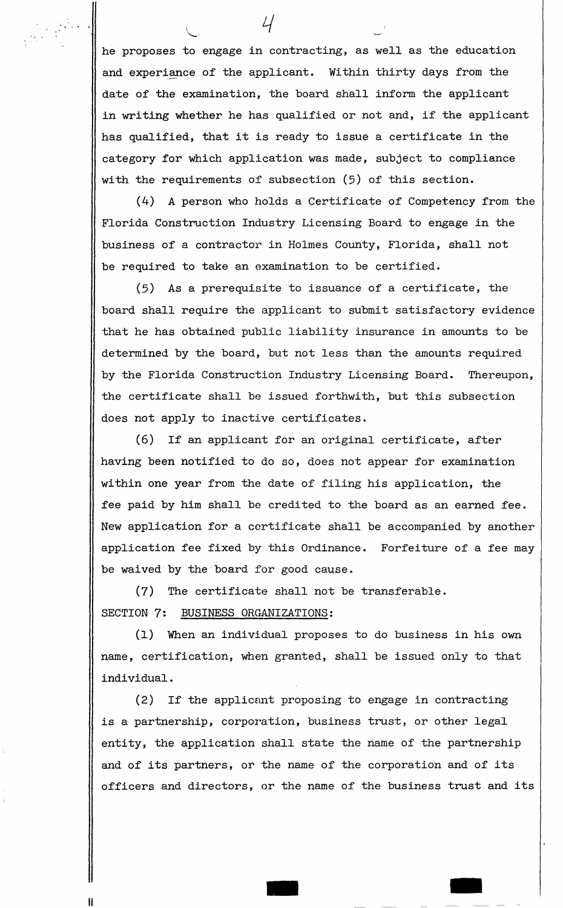he proposes to engage in contracting, as well as the education and experiance of the applicant. Within thirty days from the date of the examination, the board shall inform the applicant in writing whether he has qualified or not and, if the applicant has qualified, that it is ready to issue a certificate in the category for which application was made, subject to compliance with the requirements of subsection (5) of this section.

(4) A person who holds a Certificate of Competency from the Florida Construction Industry Licensing Board to engage in the business of a contractor in Holmes County, Florida, shall not be required to take an examination to be certified.

(5) As a prerequisite to issuance of a certificate, the board shall require the applicant to submit satisfactory evidence that he has obtained public liability insurance in amounts to be determined by the board, but not less than the amounts required by the Florida Construction Industry Licensing Board. Thereupon, the certificate shall be issued forthwith, but this subsection does not apply to inactive certificates.

(6) If an applicant for an original certificate, after having been notified to do so, does not appear for examination within one year from the date of filing his application, the fee paid by him shall be credited to the board as an earned fee. New application for a certificate shall be accompanied by another application fee fixed by this Ordinance. Forfeiture of a fee may be waived by the board for good cause.

(7) The certificate shall not be transferable.

SECTION 7: BUSINESS ORGANIZATIONS:

(1) When an individual proposes to do business in his own name, certification, when granted, shall be issued only to that individual.

(2) If the applicant proposing to engage in contracting is a partnership, corporation, business trust, or other legal entity, the application shall state the name of the partnership and of its partners, or the name of the corporation and of its officers and directors, or the name of the business trust and its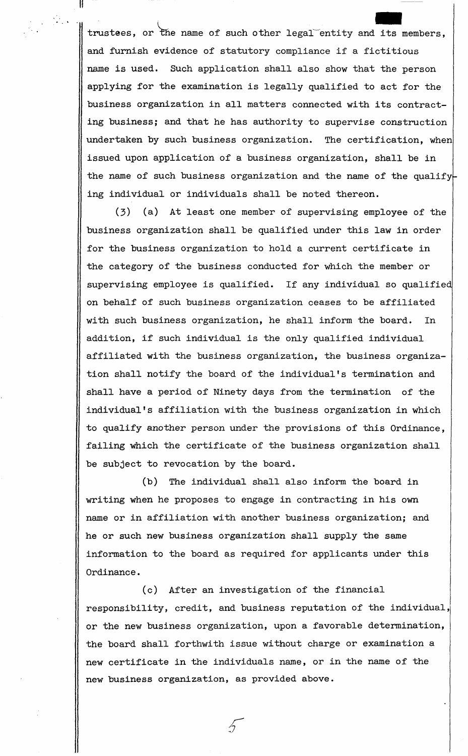trustees, or the name of such other legal entity and its members, and furnish evidence of statutory compliance if a fictitious name is used. Such application shall also show that the person applying for the examination is legally qualified to act for the business organization in all matters connected with its contracting business; and that he has authority to supervise construction undertaken by such business organization. The certification, when issued upon application of a business organization, shall be in the name of such business organization and the name of the qualifying individual or individuals shall be noted thereon.

(3) (a) At least one member of supervising employee of the business organization shall be qualified under this law in order for the business organization to hold a current certificate in the category of the business conducted for which the member or supervising employee is qualified. If any individual so qualified on behalf of such business organization ceases to be affiliated with such business organization, he shall inform the board. In addition, if such individual is the only qualified individual affiliated with the business organization, the business organization shall notify the board of the individual's termination and shall have a period of Ninety days from the termination of the individual's affiliation with the business organization in which to qualify another person under the provisions of this Ordinance, failing which the certificate of the business organization shall be subject to revocation by the board.

(b) The individual shall also inform the board in writing when he proposes to engage in contracting in his own name or in affiliation with another business organization; and he or such new business organization shall supply the same information to the board as required for applicants under this Ordinance.

(c) After an investigation of the financial responsibility, credit, and business reputation of the individual, or the new business organization, upon a favorable determination, the board shall forthwith issue without charge or examination a new certificate in the individuals name, or in the name of the new business organization, as provided above.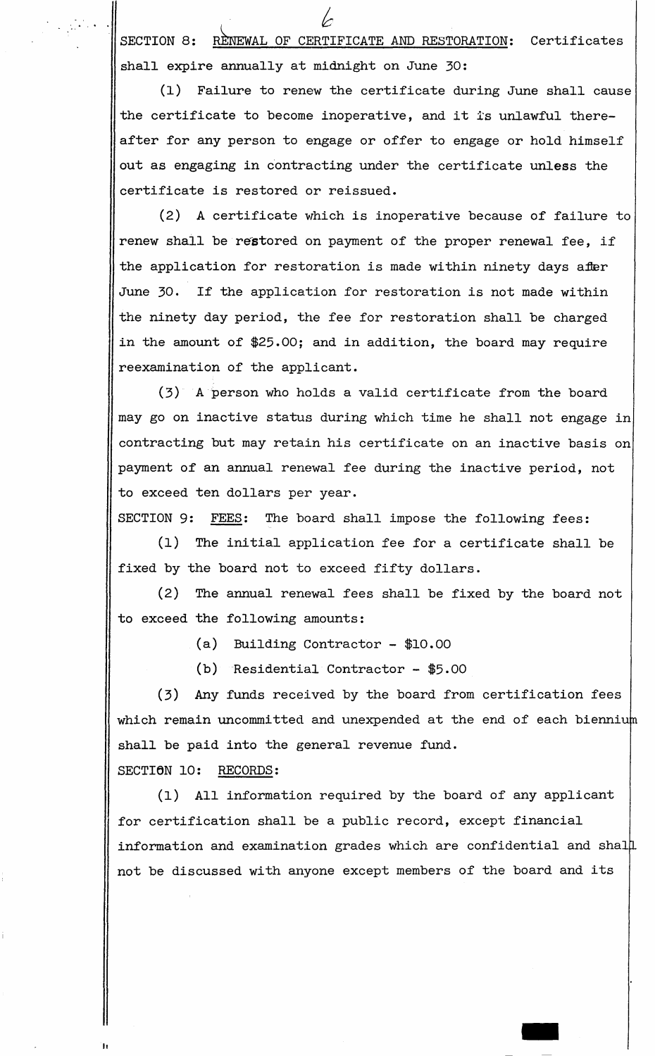SECTION 8: <u>RENEWAL OF CERTIFICATE AND RESTORATION</u>: Certificates shall expire annually at midnight on June 30:

(1) Failure to renew the certificate during June shall cause the certificate to become inoperative, and it is unlawful thereafter for any person to engage or offer to engage or hold himself out as engaging in contracting under the certificate unless the certificate is restored or reissued.

(2) A certificate which is inoperative because of failure to renew shall be restored on payment of the proper renewal fee, if the application for restoration is made within ninety days after June 30. If the application for restoration is not made within the ninety day period, the fee for restoration shall be charged in the amount of $25.00; and in addition, the board may require reexamination of the applicant.

(3) A person who holds a valid certificate from the board may go on inactive status during which time he shall not engage in contracting but may retain his certificate on an inactive basis on payment of an annual renewal fee during the inactive period, not to exceed ten dollars per year.

SECTION 9: <u>FEES</u>: The board shall impose the following fees:

(1) The initial application fee for a certificate shall be fixed by the board not to exceed fifty dollars.

(2) The annual renewal fees shall be fixed by the board not to exceed the following amounts:

(a) Building Contractor - $10.00

(b) Residential Contractor - $5.00

(3) Any funds received by the board from certification fees which remain uncommitted and unexpended at the end of each biennium shall be paid into the general revenue fund.

SECTION 10: <u>RECORDS</u>:

(1) All information required by the board of any applicant for certification shall be a public record, except financial information and examination grades which are confidential and shall not be discussed with anyone except members of the board and its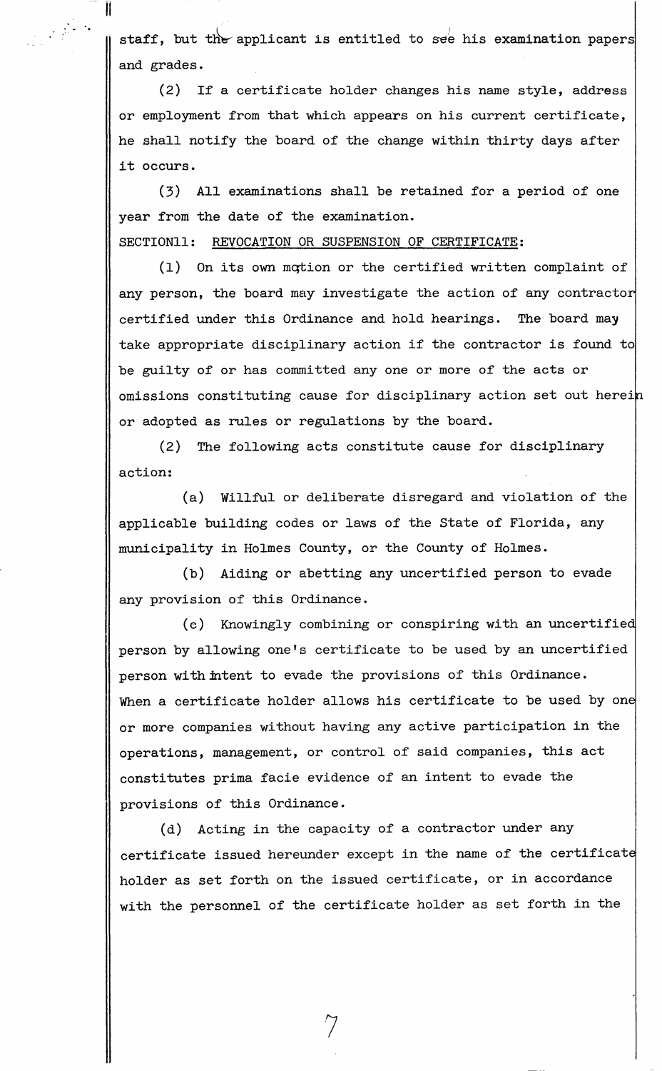staff, but the applicant is entitled to see his examination papers and grades.

(2) If a certificate holder changes his name style, address or employment from that which appears on his current certificate, he shall notify the board of the change within thirty days after it occurs.

(3) All examinations shall be retained for a period of one year from the date of the examination.

SECTION11: REVOCATION OR SUSPENSION OF CERTIFICATE:

(1) On its own motion or the certified written complaint of any person, the board may investigate the action of any contractor certified under this Ordinance and hold hearings. The board may take appropriate disciplinary action if the contractor is found to be guilty of or has committed any one or more of the acts or omissions constituting cause for disciplinary action set out herein or adopted as rules or regulations by the board.

(2) The following acts constitute cause for disciplinary action:

(a) Willful or deliberate disregard and violation of the applicable building codes or laws of the State of Florida, any municipality in Holmes County, or the County of Holmes.

(b) Aiding or abetting any uncertified person to evade any provision of this Ordinance.

(c) Knowingly combining or conspiring with an uncertified person by allowing one's certificate to be used by an uncertified person with intent to evade the provisions of this Ordinance. When a certificate holder allows his certificate to be used by one or more companies without having any active participation in the operations, management, or control of said companies, this act constitutes prima facie evidence of an intent to evade the provisions of this Ordinance.

(d) Acting in the capacity of a contractor under any certificate issued hereunder except in the name of the certificate holder as set forth on the issued certificate, or in accordance with the personnel of the certificate holder as set forth in the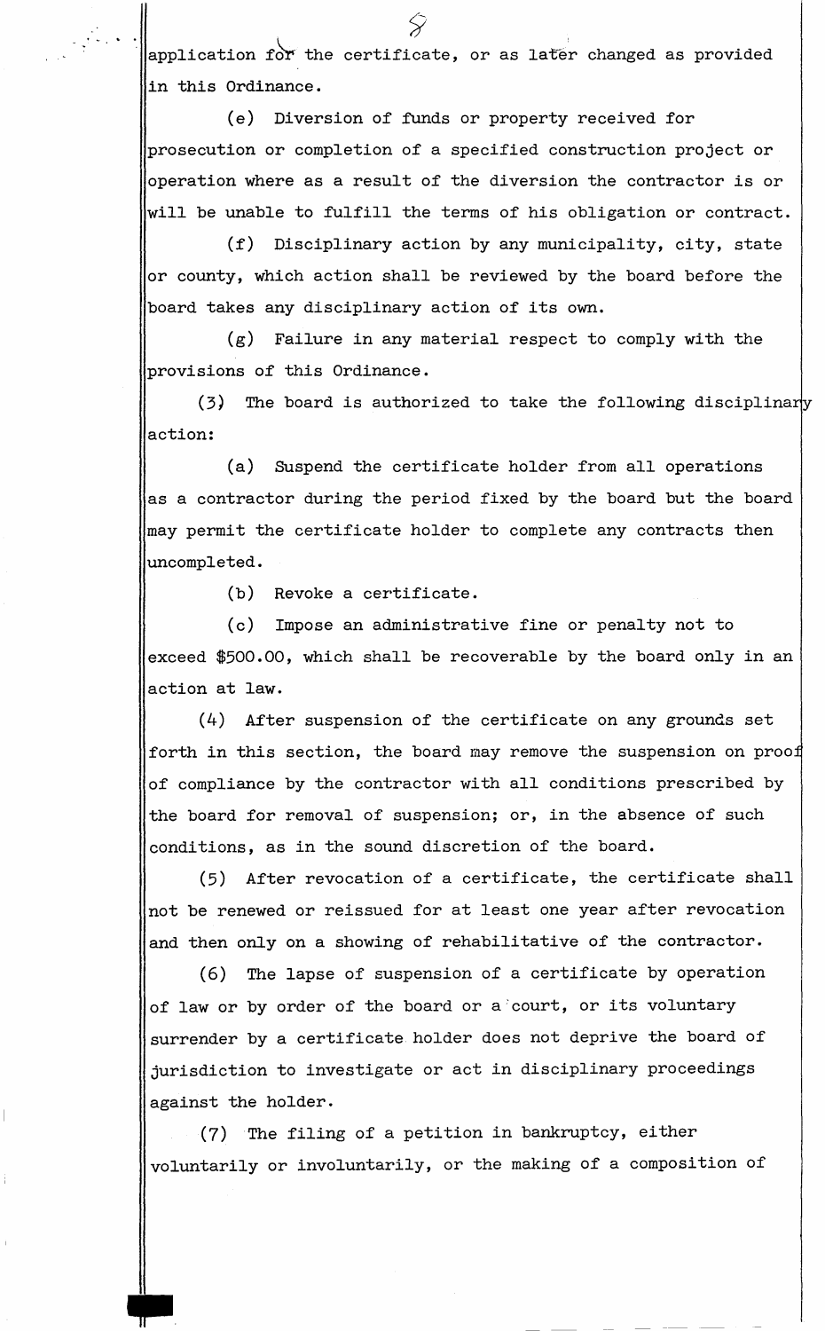application for the certificate, or as later changed as provided in this Ordinance.

(e) Diversion of funds or property received for prosecution or completion of a specified construction project or operation where as a result of the diversion the contractor is or will be unable to fulfill the terms of his obligation or contract.

(f) Disciplinary action by any municipality, city, state or county, which action shall be reviewed by the board before the board takes any disciplinary action of its own.

(g) Failure in any material respect to comply with the provisions of this Ordinance.

(3) The board is authorized to take the following disciplinary action:

(a) Suspend the certificate holder from all operations as a contractor during the period fixed by the board but the board may permit the certificate holder to complete any contracts then uncompleted.

(b) Revoke a certificate.

(c) Impose an administrative fine or penalty not to exceed $500.00, which shall be recoverable by the board only in an action at law.

(4) After suspension of the certificate on any grounds set forth in this section, the board may remove the suspension on proof of compliance by the contractor with all conditions prescribed by the board for removal of suspension; or, in the absence of such conditions, as in the sound discretion of the board.

(5) After revocation of a certificate, the certificate shall not be renewed or reissued for at least one year after revocation and then only on a showing of rehabilitative of the contractor.

(6) The lapse of suspension of a certificate by operation of law or by order of the board or a court, or its voluntary surrender by a certificate holder does not deprive the board of jurisdiction to investigate or act in disciplinary proceedings against the holder.

(7) The filing of a petition in bankruptcy, either voluntarily or involuntarily, or the making of a composition of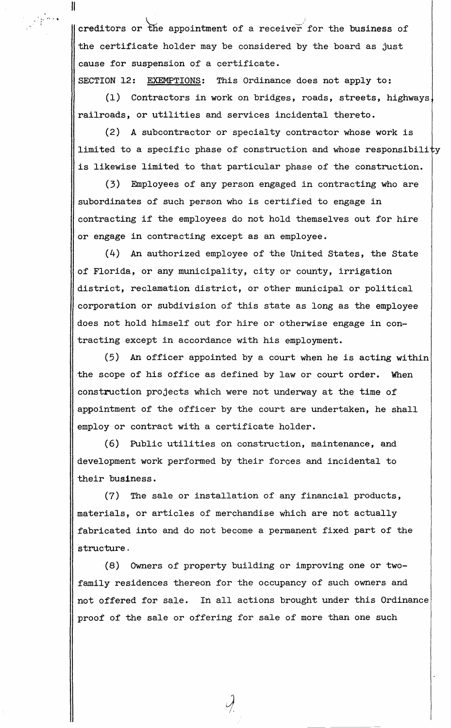creditors or the appointment of a receiver for the business of the certificate holder may be considered by the board as just cause for suspension of a certificate.

SECTION 12: <u>EXEMPTIONS</u>: This Ordinance does not apply to:

(1) Contractors in work on bridges, roads, streets, highways, railroads, or utilities and services incidental thereto.

(2) A subcontractor or specialty contractor whose work is limited to a specific phase of construction and whose responsibility is likewise limited to that particular phase of the construction.

(3) Employees of any person engaged in contracting who are subordinates of such person who is certified to engage in contracting if the employees do not hold themselves out for hire or engage in contracting except as an employee.

(4) An authorized employee of the United States, the State of Florida, or any municipality, city or county, irrigation district, reclamation district, or other municipal or political corporation or subdivision of this state as long as the employee does not hold himself out for hire or otherwise engage in contracting except in accordance with his employment.

(5) An officer appointed by a court when he is acting within the scope of his office as defined by law or court order. When construction projects which were not underway at the time of appointment of the officer by the court are undertaken, he shall employ or contract with a certificate holder.

(6) Public utilities on construction, maintenance, and development work performed by their forces and incidental to their business.

(7) The sale or installation of any financial products, materials, or articles of merchandise which are not actually fabricated into and do not become a permanent fixed part of the structure.

(8) Owners of property building or improving one or two-family residences thereon for the occupancy of such owners and not offered for sale. In all actions brought under this Ordinance proof of the sale or offering for sale of more than one such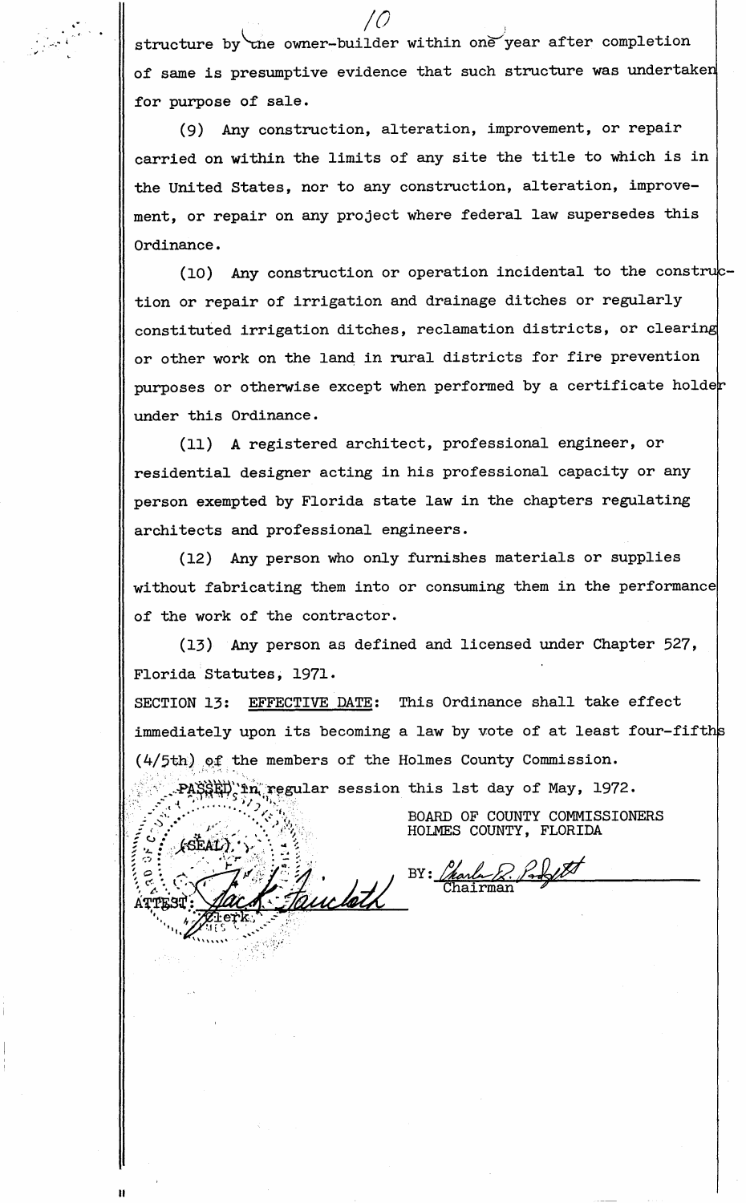structure by the owner-builder within one year after completion of same is presumptive evidence that such structure was undertaken for purpose of sale.

(9) Any construction, alteration, improvement, or repair carried on within the limits of any site the title to which is in the United States, nor to any construction, alteration, improvement, or repair on any project where federal law supersedes this Ordinance.

(10) Any construction or operation incidental to the construction or repair of irrigation and drainage ditches or regularly constituted irrigation ditches, reclamation districts, or clearing or other work on the land in rural districts for fire prevention purposes or otherwise except when performed by a certificate holder under this Ordinance.

(11) A registered architect, professional engineer, or residential designer acting in his professional capacity or any person exempted by Florida state law in the chapters regulating architects and professional engineers.

(12) Any person who only furnishes materials or supplies without fabricating them into or consuming them in the performance of the work of the contractor.

(13) Any person as defined and licensed under Chapter 527, Florida Statutes, 1971.

SECTION 13: <u>EFFECTIVE DATE</u>: This Ordinance shall take effect immediately upon its becoming a law by vote of at least four-fifths (4/5th) of the members of the Holmes County Commission.

PASSED in regular session this 1st day of May, 1972.

BOARD OF COUNTY COMMISSIONERS
HOLMES COUNTY, FLORIDA

(SEAL)

BY: *Charles R. Padgett*
Chairman

ATTEST: *Jack Faircloth*
Clerk